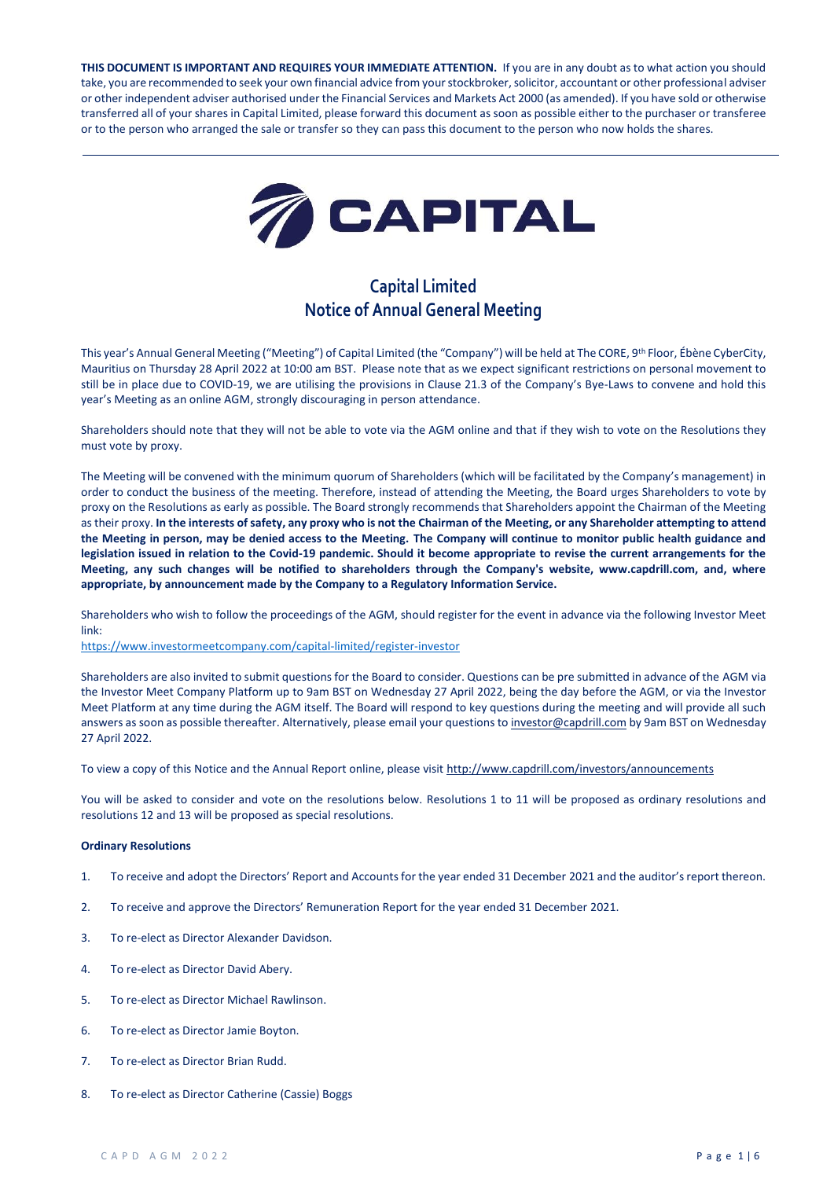**THIS DOCUMENT IS IMPORTANT AND REQUIRES YOUR IMMEDIATE ATTENTION.** If you are in any doubt as to what action you should take, you are recommended to seek your own financial advice from your stockbroker, solicitor, accountant or other professional adviser or other independent adviser authorised under the Financial Services and Markets Act 2000 (as amended). If you have sold or otherwise transferred all of your shares in Capital Limited, please forward this document as soon as possible either to the purchaser or transferee or to the person who arranged the sale or transfer so they can pass this document to the person who now holds the shares.

---

CAPITAL

# Capital Limited
# Notice of Annual General Meeting

This year's Annual General Meeting ("Meeting") of Capital Limited (the "Company") will be held at The CORE, 9th Floor, Ébène CyberCity, Mauritius on Thursday 28 April 2022 at 10:00 am BST. Please note that as we expect significant restrictions on personal movement to still be in place due to COVID-19, we are utilising the provisions in Clause 21.3 of the Company's Bye-Laws to convene and hold this year's Meeting as an online AGM, strongly discouraging in person attendance.

Shareholders should note that they will not be able to vote via the AGM online and that if they wish to vote on the Resolutions they must vote by proxy.

The Meeting will be convened with the minimum quorum of Shareholders (which will be facilitated by the Company's management) in order to conduct the business of the meeting. Therefore, instead of attending the Meeting, the Board urges Shareholders to vote by proxy on the Resolutions as early as possible. The Board strongly recommends that Shareholders appoint the Chairman of the Meeting as their proxy. **In the interests of safety, any proxy who is not the Chairman of the Meeting, or any Shareholder attempting to attend the Meeting in person, may be denied access to the Meeting. The Company will continue to monitor public health guidance and legislation issued in relation to the Covid-19 pandemic. Should it become appropriate to revise the current arrangements for the Meeting, any such changes will be notified to shareholders through the Company's website, www.capdrill.com, and, where appropriate, by announcement made by the Company to a Regulatory Information Service.**

Shareholders who wish to follow the proceedings of the AGM, should register for the event in advance via the following Investor Meet link:
https://www.investormeetcompany.com/capital-limited/register-investor

Shareholders are also invited to submit questions for the Board to consider. Questions can be pre submitted in advance of the AGM via the Investor Meet Company Platform up to 9am BST on Wednesday 27 April 2022, being the day before the AGM, or via the Investor Meet Platform at any time during the AGM itself. The Board will respond to key questions during the meeting and will provide all such answers as soon as possible thereafter. Alternatively, please email your questions to investor@capdrill.com by 9am BST on Wednesday 27 April 2022.

To view a copy of this Notice and the Annual Report online, please visit http://www.capdrill.com/investors/announcements

You will be asked to consider and vote on the resolutions below. Resolutions 1 to 11 will be proposed as ordinary resolutions and resolutions 12 and 13 will be proposed as special resolutions.

**Ordinary Resolutions**

1. To receive and adopt the Directors' Report and Accounts for the year ended 31 December 2021 and the auditor's report thereon.
2. To receive and approve the Directors' Remuneration Report for the year ended 31 December 2021.
3. To re-elect as Director Alexander Davidson.
4. To re-elect as Director David Abery.
5. To re-elect as Director Michael Rawlinson.
6. To re-elect as Director Jamie Boyton.
7. To re-elect as Director Brian Rudd.
8. To re-elect as Director Catherine (Cassie) Boggs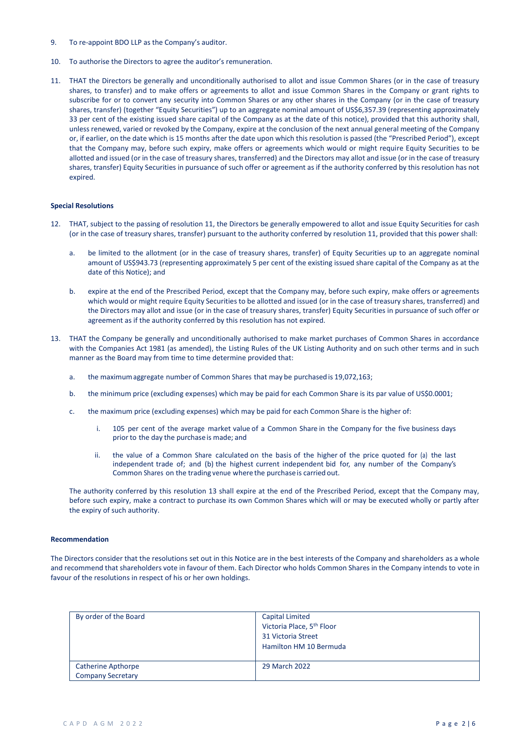9. To re-appoint BDO LLP as the Company's auditor.

10. To authorise the Directors to agree the auditor's remuneration.

11. THAT the Directors be generally and unconditionally authorised to allot and issue Common Shares (or in the case of treasury shares, to transfer) and to make offers or agreements to allot and issue Common Shares in the Company or grant rights to subscribe for or to convert any security into Common Shares or any other shares in the Company (or in the case of treasury shares, transfer) (together "Equity Securities") up to an aggregate nominal amount of US$6,357.39 (representing approximately 33 per cent of the existing issued share capital of the Company as at the date of this notice), provided that this authority shall, unless renewed, varied or revoked by the Company, expire at the conclusion of the next annual general meeting of the Company or, if earlier, on the date which is 15 months after the date upon which this resolution is passed (the "Prescribed Period"), except that the Company may, before such expiry, make offers or agreements which would or might require Equity Securities to be allotted and issued (or in the case of treasury shares, transferred) and the Directors may allot and issue (or in the case of treasury shares, transfer) Equity Securities in pursuance of such offer or agreement as if the authority conferred by this resolution has not expired.

**Special Resolutions**

12. THAT, subject to the passing of resolution 11, the Directors be generally empowered to allot and issue Equity Securities for cash (or in the case of treasury shares, transfer) pursuant to the authority conferred by resolution 11, provided that this power shall:

    a. be limited to the allotment (or in the case of treasury shares, transfer) of Equity Securities up to an aggregate nominal amount of US$943.73 (representing approximately 5 per cent of the existing issued share capital of the Company as at the date of this Notice); and

    b. expire at the end of the Prescribed Period, except that the Company may, before such expiry, make offers or agreements which would or might require Equity Securities to be allotted and issued (or in the case of treasury shares, transferred) and the Directors may allot and issue (or in the case of treasury shares, transfer) Equity Securities in pursuance of such offer or agreement as if the authority conferred by this resolution has not expired.

13. THAT the Company be generally and unconditionally authorised to make market purchases of Common Shares in accordance with the Companies Act 1981 (as amended), the Listing Rules of the UK Listing Authority and on such other terms and in such manner as the Board may from time to time determine provided that:

    a. the maximum aggregate number of Common Shares that may be purchased is 19,072,163;

    b. the minimum price (excluding expenses) which may be paid for each Common Share is its par value of US$0.0001;

    c. the maximum price (excluding expenses) which may be paid for each Common Share is the higher of:

        i. 105 per cent of the average market value of a Common Share in the Company for the five business days prior to the day the purchase is made; and

        ii. the value of a Common Share calculated on the basis of the higher of the price quoted for (a) the last independent trade of; and (b) the highest current independent bid for, any number of the Company's Common Shares on the trading venue where the purchase is carried out.

    The authority conferred by this resolution 13 shall expire at the end of the Prescribed Period, except that the Company may, before such expiry, make a contract to purchase its own Common Shares which will or may be executed wholly or partly after the expiry of such authority.

**Recommendation**

The Directors consider that the resolutions set out in this Notice are in the best interests of the Company and shareholders as a whole and recommend that shareholders vote in favour of them. Each Director who holds Common Shares in the Company intends to vote in favour of the resolutions in respect of his or her own holdings.

| By order of the Board | Capital Limited<br>Victoria Place, 5th Floor<br>31 Victoria Street<br>Hamilton HM 10 Bermuda |
|---|---|
| Catherine Apthorpe<br>Company Secretary | 29 March 2022 |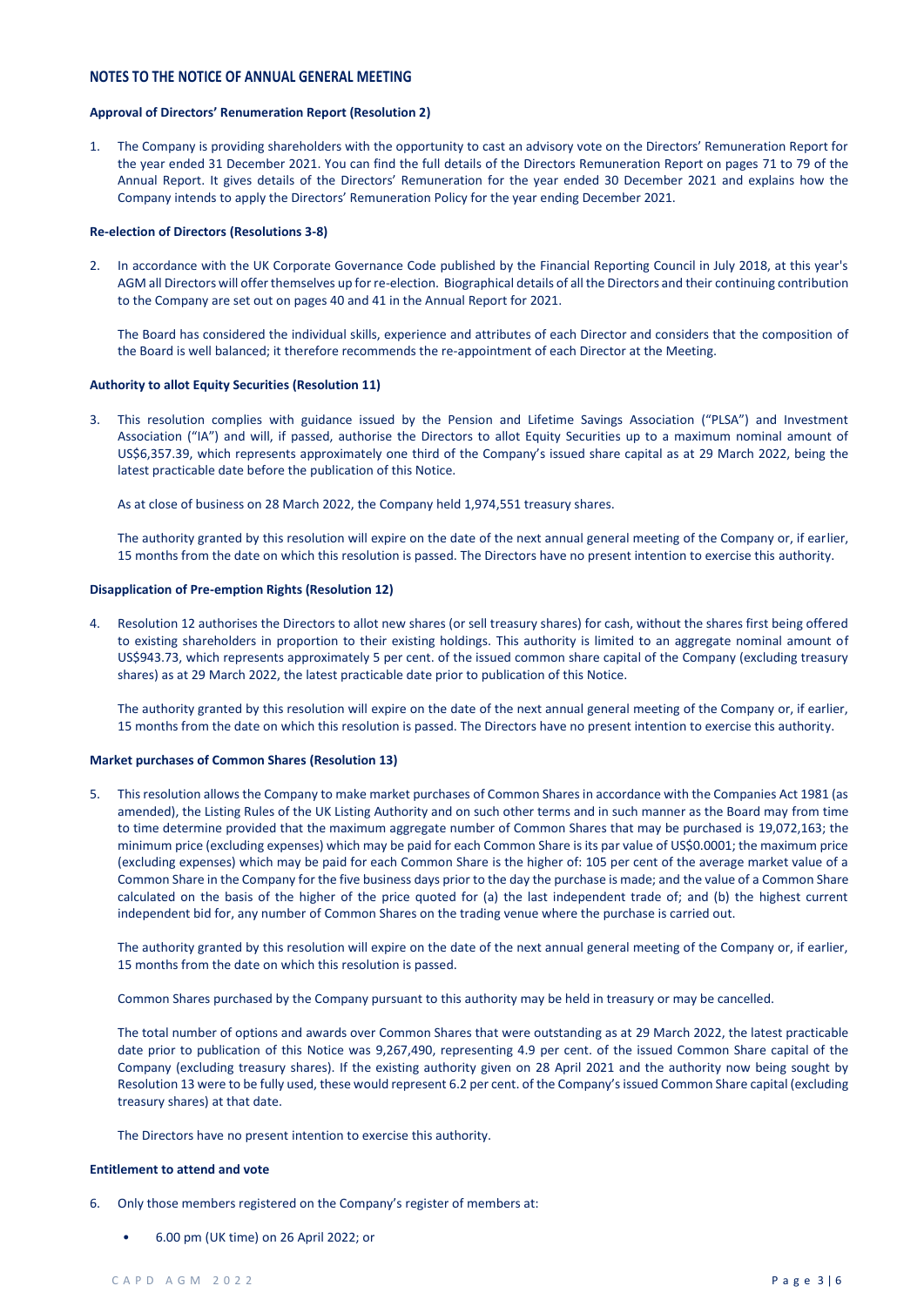## NOTES TO THE NOTICE OF ANNUAL GENERAL MEETING

**Approval of Directors' Renumeration Report (Resolution 2)**

1. The Company is providing shareholders with the opportunity to cast an advisory vote on the Directors' Remuneration Report for the year ended 31 December 2021. You can find the full details of the Directors Remuneration Report on pages 71 to 79 of the Annual Report. It gives details of the Directors' Remuneration for the year ended 30 December 2021 and explains how the Company intends to apply the Directors' Remuneration Policy for the year ending December 2021.

**Re-election of Directors (Resolutions 3-8)**

2. In accordance with the UK Corporate Governance Code published by the Financial Reporting Council in July 2018, at this year's AGM all Directors will offer themselves up for re-election. Biographical details of all the Directors and their continuing contribution to the Company are set out on pages 40 and 41 in the Annual Report for 2021.

   The Board has considered the individual skills, experience and attributes of each Director and considers that the composition of the Board is well balanced; it therefore recommends the re-appointment of each Director at the Meeting.

**Authority to allot Equity Securities (Resolution 11)**

3. This resolution complies with guidance issued by the Pension and Lifetime Savings Association ("PLSA") and Investment Association ("IA") and will, if passed, authorise the Directors to allot Equity Securities up to a maximum nominal amount of US$6,357.39, which represents approximately one third of the Company's issued share capital as at 29 March 2022, being the latest practicable date before the publication of this Notice.

   As at close of business on 28 March 2022, the Company held 1,974,551 treasury shares.

   The authority granted by this resolution will expire on the date of the next annual general meeting of the Company or, if earlier, 15 months from the date on which this resolution is passed. The Directors have no present intention to exercise this authority.

**Disapplication of Pre-emption Rights (Resolution 12)**

4. Resolution 12 authorises the Directors to allot new shares (or sell treasury shares) for cash, without the shares first being offered to existing shareholders in proportion to their existing holdings. This authority is limited to an aggregate nominal amount of US$943.73, which represents approximately 5 per cent. of the issued common share capital of the Company (excluding treasury shares) as at 29 March 2022, the latest practicable date prior to publication of this Notice.

   The authority granted by this resolution will expire on the date of the next annual general meeting of the Company or, if earlier, 15 months from the date on which this resolution is passed. The Directors have no present intention to exercise this authority.

**Market purchases of Common Shares (Resolution 13)**

5. This resolution allows the Company to make market purchases of Common Shares in accordance with the Companies Act 1981 (as amended), the Listing Rules of the UK Listing Authority and on such other terms and in such manner as the Board may from time to time determine provided that the maximum aggregate number of Common Shares that may be purchased is 19,072,163; the minimum price (excluding expenses) which may be paid for each Common Share is its par value of US$0.0001; the maximum price (excluding expenses) which may be paid for each Common Share is the higher of: 105 per cent of the average market value of a Common Share in the Company for the five business days prior to the day the purchase is made; and the value of a Common Share calculated on the basis of the higher of the price quoted for (a) the last independent trade of; and (b) the highest current independent bid for, any number of Common Shares on the trading venue where the purchase is carried out.

   The authority granted by this resolution will expire on the date of the next annual general meeting of the Company or, if earlier, 15 months from the date on which this resolution is passed.

   Common Shares purchased by the Company pursuant to this authority may be held in treasury or may be cancelled.

   The total number of options and awards over Common Shares that were outstanding as at 29 March 2022, the latest practicable date prior to publication of this Notice was 9,267,490, representing 4.9 per cent. of the issued Common Share capital of the Company (excluding treasury shares). If the existing authority given on 28 April 2021 and the authority now being sought by Resolution 13 were to be fully used, these would represent 6.2 per cent. of the Company's issued Common Share capital (excluding treasury shares) at that date.

   The Directors have no present intention to exercise this authority.

**Entitlement to attend and vote**

6. Only those members registered on the Company's register of members at:

   - 6.00 pm (UK time) on 26 April 2022; or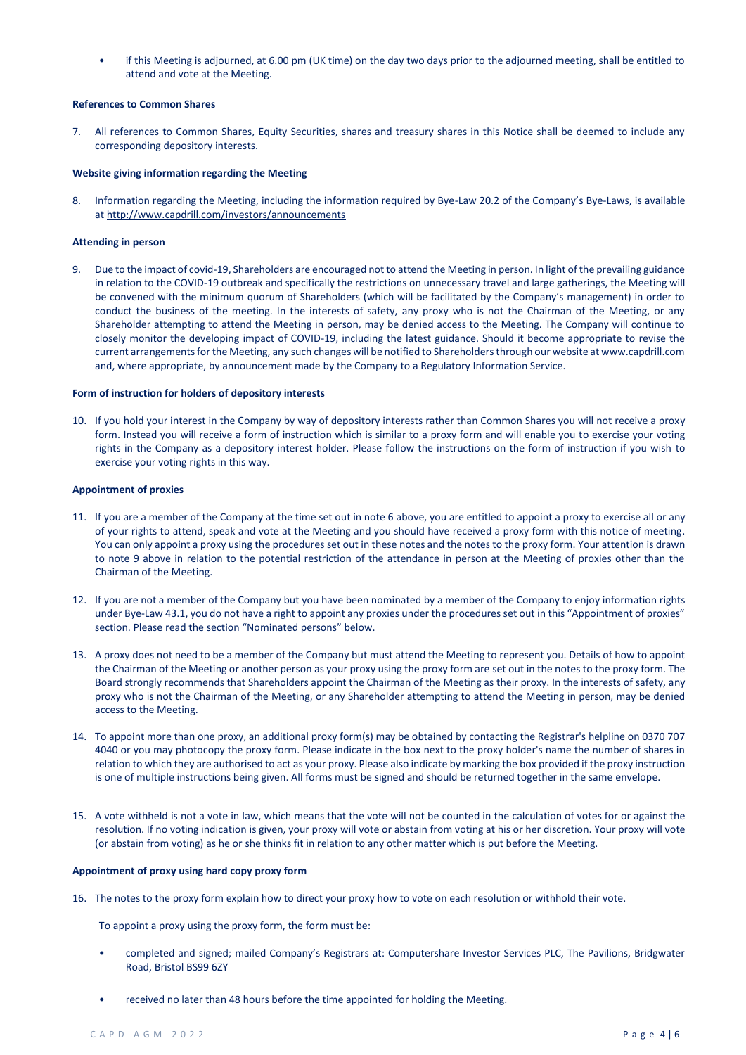- if this Meeting is adjourned, at 6.00 pm (UK time) on the day two days prior to the adjourned meeting, shall be entitled to attend and vote at the Meeting.

**References to Common Shares**

7. All references to Common Shares, Equity Securities, shares and treasury shares in this Notice shall be deemed to include any corresponding depository interests.

**Website giving information regarding the Meeting**

8. Information regarding the Meeting, including the information required by Bye-Law 20.2 of the Company's Bye-Laws, is available at http://www.capdrill.com/investors/announcements

**Attending in person**

9. Due to the impact of covid-19, Shareholders are encouraged not to attend the Meeting in person. In light of the prevailing guidance in relation to the COVID-19 outbreak and specifically the restrictions on unnecessary travel and large gatherings, the Meeting will be convened with the minimum quorum of Shareholders (which will be facilitated by the Company's management) in order to conduct the business of the meeting. In the interests of safety, any proxy who is not the Chairman of the Meeting, or any Shareholder attempting to attend the Meeting in person, may be denied access to the Meeting. The Company will continue to closely monitor the developing impact of COVID-19, including the latest guidance. Should it become appropriate to revise the current arrangements for the Meeting, any such changes will be notified to Shareholders through our website at www.capdrill.com and, where appropriate, by announcement made by the Company to a Regulatory Information Service.

**Form of instruction for holders of depository interests**

10. If you hold your interest in the Company by way of depository interests rather than Common Shares you will not receive a proxy form. Instead you will receive a form of instruction which is similar to a proxy form and will enable you to exercise your voting rights in the Company as a depository interest holder. Please follow the instructions on the form of instruction if you wish to exercise your voting rights in this way.

**Appointment of proxies**

11. If you are a member of the Company at the time set out in note 6 above, you are entitled to appoint a proxy to exercise all or any of your rights to attend, speak and vote at the Meeting and you should have received a proxy form with this notice of meeting. You can only appoint a proxy using the procedures set out in these notes and the notes to the proxy form. Your attention is drawn to note 9 above in relation to the potential restriction of the attendance in person at the Meeting of proxies other than the Chairman of the Meeting.

12. If you are not a member of the Company but you have been nominated by a member of the Company to enjoy information rights under Bye-Law 43.1, you do not have a right to appoint any proxies under the procedures set out in this "Appointment of proxies" section. Please read the section "Nominated persons" below.

13. A proxy does not need to be a member of the Company but must attend the Meeting to represent you. Details of how to appoint the Chairman of the Meeting or another person as your proxy using the proxy form are set out in the notes to the proxy form. The Board strongly recommends that Shareholders appoint the Chairman of the Meeting as their proxy. In the interests of safety, any proxy who is not the Chairman of the Meeting, or any Shareholder attempting to attend the Meeting in person, may be denied access to the Meeting.

14. To appoint more than one proxy, an additional proxy form(s) may be obtained by contacting the Registrar's helpline on 0370 707 4040 or you may photocopy the proxy form. Please indicate in the box next to the proxy holder's name the number of shares in relation to which they are authorised to act as your proxy. Please also indicate by marking the box provided if the proxy instruction is one of multiple instructions being given. All forms must be signed and should be returned together in the same envelope.

15. A vote withheld is not a vote in law, which means that the vote will not be counted in the calculation of votes for or against the resolution. If no voting indication is given, your proxy will vote or abstain from voting at his or her discretion. Your proxy will vote (or abstain from voting) as he or she thinks fit in relation to any other matter which is put before the Meeting.

**Appointment of proxy using hard copy proxy form**

16. The notes to the proxy form explain how to direct your proxy how to vote on each resolution or withhold their vote.

    To appoint a proxy using the proxy form, the form must be:

    - completed and signed; mailed Company's Registrars at: Computershare Investor Services PLC, The Pavilions, Bridgwater Road, Bristol BS99 6ZY

    - received no later than 48 hours before the time appointed for holding the Meeting.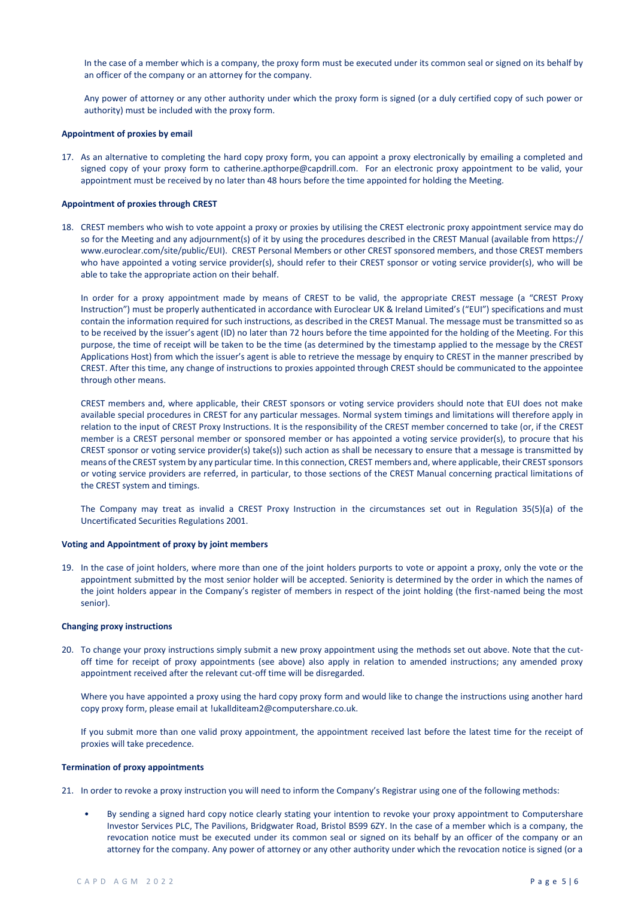In the case of a member which is a company, the proxy form must be executed under its common seal or signed on its behalf by an officer of the company or an attorney for the company.

Any power of attorney or any other authority under which the proxy form is signed (or a duly certified copy of such power or authority) must be included with the proxy form.

**Appointment of proxies by email**

17. As an alternative to completing the hard copy proxy form, you can appoint a proxy electronically by emailing a completed and signed copy of your proxy form to catherine.apthorpe@capdrill.com. For an electronic proxy appointment to be valid, your appointment must be received by no later than 48 hours before the time appointed for holding the Meeting.

**Appointment of proxies through CREST**

18. CREST members who wish to vote appoint a proxy or proxies by utilising the CREST electronic proxy appointment service may do so for the Meeting and any adjournment(s) of it by using the procedures described in the CREST Manual (available from https://www.euroclear.com/site/public/EUI). CREST Personal Members or other CREST sponsored members, and those CREST members who have appointed a voting service provider(s), should refer to their CREST sponsor or voting service provider(s), who will be able to take the appropriate action on their behalf.

    In order for a proxy appointment made by means of CREST to be valid, the appropriate CREST message (a "CREST Proxy Instruction") must be properly authenticated in accordance with Euroclear UK & Ireland Limited's ("EUI") specifications and must contain the information required for such instructions, as described in the CREST Manual. The message must be transmitted so as to be received by the issuer's agent (ID) no later than 72 hours before the time appointed for the holding of the Meeting. For this purpose, the time of receipt will be taken to be the time (as determined by the timestamp applied to the message by the CREST Applications Host) from which the issuer's agent is able to retrieve the message by enquiry to CREST in the manner prescribed by CREST. After this time, any change of instructions to proxies appointed through CREST should be communicated to the appointee through other means.

    CREST members and, where applicable, their CREST sponsors or voting service providers should note that EUI does not make available special procedures in CREST for any particular messages. Normal system timings and limitations will therefore apply in relation to the input of CREST Proxy Instructions. It is the responsibility of the CREST member concerned to take (or, if the CREST member is a CREST personal member or sponsored member or has appointed a voting service provider(s), to procure that his CREST sponsor or voting service provider(s) take(s)) such action as shall be necessary to ensure that a message is transmitted by means of the CREST system by any particular time. In this connection, CREST members and, where applicable, their CREST sponsors or voting service providers are referred, in particular, to those sections of the CREST Manual concerning practical limitations of the CREST system and timings.

    The Company may treat as invalid a CREST Proxy Instruction in the circumstances set out in Regulation 35(5)(a) of the Uncertificated Securities Regulations 2001.

**Voting and Appointment of proxy by joint members**

19. In the case of joint holders, where more than one of the joint holders purports to vote or appoint a proxy, only the vote or the appointment submitted by the most senior holder will be accepted. Seniority is determined by the order in which the names of the joint holders appear in the Company's register of members in respect of the joint holding (the first-named being the most senior).

**Changing proxy instructions**

20. To change your proxy instructions simply submit a new proxy appointment using the methods set out above. Note that the cut-off time for receipt of proxy appointments (see above) also apply in relation to amended instructions; any amended proxy appointment received after the relevant cut-off time will be disregarded.

    Where you have appointed a proxy using the hard copy proxy form and would like to change the instructions using another hard copy proxy form, please email at !ukallditeam2@computershare.co.uk.

    If you submit more than one valid proxy appointment, the appointment received last before the latest time for the receipt of proxies will take precedence.

**Termination of proxy appointments**

21. In order to revoke a proxy instruction you will need to inform the Company's Registrar using one of the following methods:

    - By sending a signed hard copy notice clearly stating your intention to revoke your proxy appointment to Computershare Investor Services PLC, The Pavilions, Bridgwater Road, Bristol BS99 6ZY. In the case of a member which is a company, the revocation notice must be executed under its common seal or signed on its behalf by an officer of the company or an attorney for the company. Any power of attorney or any other authority under which the revocation notice is signed (or a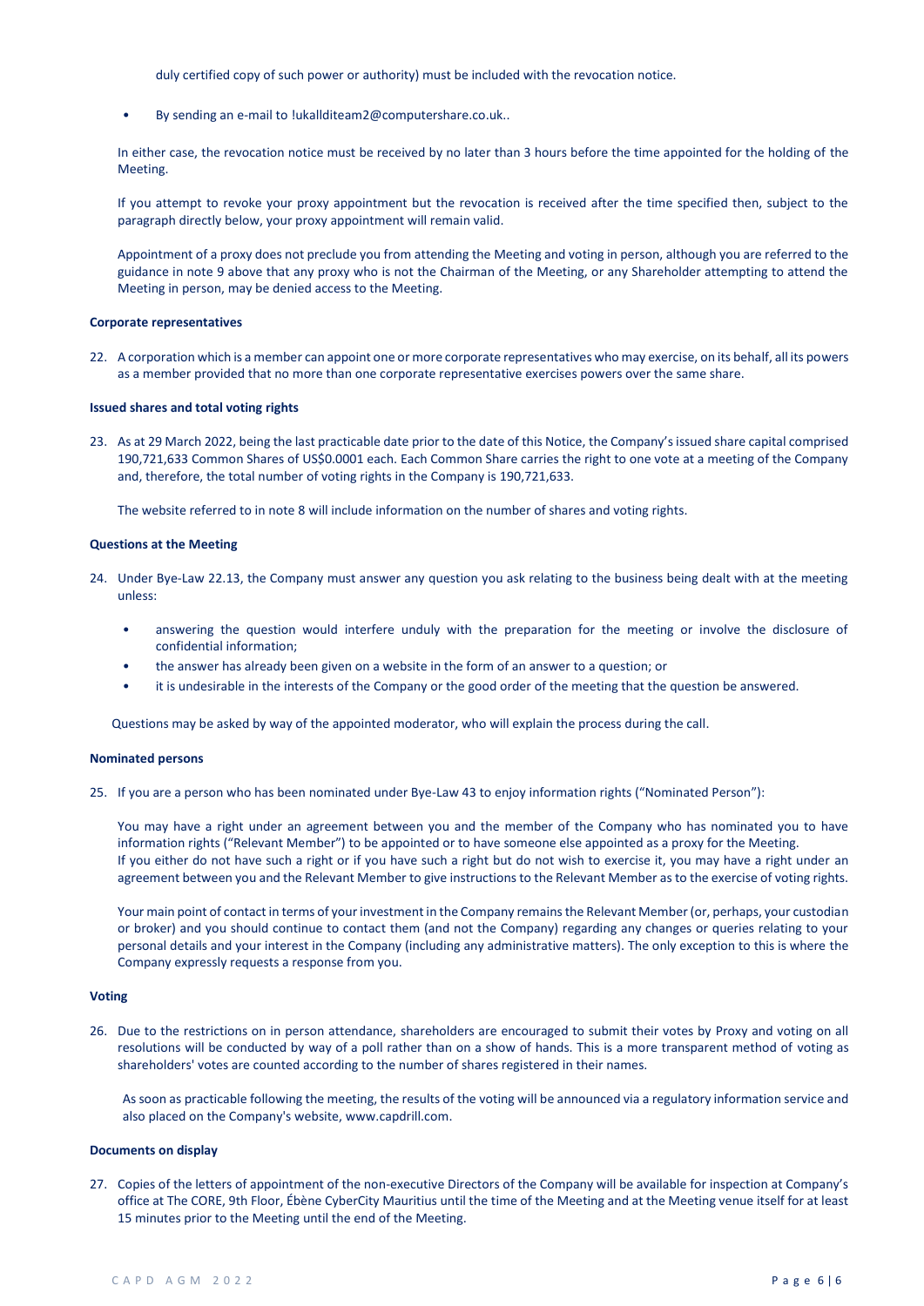duly certified copy of such power or authority) must be included with the revocation notice.

- By sending an e-mail to !ukallditeam2@computershare.co.uk..

In either case, the revocation notice must be received by no later than 3 hours before the time appointed for the holding of the Meeting.

If you attempt to revoke your proxy appointment but the revocation is received after the time specified then, subject to the paragraph directly below, your proxy appointment will remain valid.

Appointment of a proxy does not preclude you from attending the Meeting and voting in person, although you are referred to the guidance in note 9 above that any proxy who is not the Chairman of the Meeting, or any Shareholder attempting to attend the Meeting in person, may be denied access to the Meeting.

**Corporate representatives**

22. A corporation which is a member can appoint one or more corporate representatives who may exercise, on its behalf, all its powers as a member provided that no more than one corporate representative exercises powers over the same share.

**Issued shares and total voting rights**

23. As at 29 March 2022, being the last practicable date prior to the date of this Notice, the Company's issued share capital comprised 190,721,633 Common Shares of US$0.0001 each. Each Common Share carries the right to one vote at a meeting of the Company and, therefore, the total number of voting rights in the Company is 190,721,633.

    The website referred to in note 8 will include information on the number of shares and voting rights.

**Questions at the Meeting**

24. Under Bye-Law 22.13, the Company must answer any question you ask relating to the business being dealt with at the meeting unless:

    - answering the question would interfere unduly with the preparation for the meeting or involve the disclosure of confidential information;
    - the answer has already been given on a website in the form of an answer to a question; or
    - it is undesirable in the interests of the Company or the good order of the meeting that the question be answered.

    Questions may be asked by way of the appointed moderator, who will explain the process during the call.

**Nominated persons**

25. If you are a person who has been nominated under Bye-Law 43 to enjoy information rights ("Nominated Person"):

    You may have a right under an agreement between you and the member of the Company who has nominated you to have information rights ("Relevant Member") to be appointed or to have someone else appointed as a proxy for the Meeting.
    If you either do not have such a right or if you have such a right but do not wish to exercise it, you may have a right under an agreement between you and the Relevant Member to give instructions to the Relevant Member as to the exercise of voting rights.

    Your main point of contact in terms of your investment in the Company remains the Relevant Member (or, perhaps, your custodian or broker) and you should continue to contact them (and not the Company) regarding any changes or queries relating to your personal details and your interest in the Company (including any administrative matters). The only exception to this is where the Company expressly requests a response from you.

**Voting**

26. Due to the restrictions on in person attendance, shareholders are encouraged to submit their votes by Proxy and voting on all resolutions will be conducted by way of a poll rather than on a show of hands. This is a more transparent method of voting as shareholders' votes are counted according to the number of shares registered in their names.

    As soon as practicable following the meeting, the results of the voting will be announced via a regulatory information service and also placed on the Company's website, www.capdrill.com.

**Documents on display**

27. Copies of the letters of appointment of the non-executive Directors of the Company will be available for inspection at Company's office at The CORE, 9th Floor, Ébène CyberCity Mauritius until the time of the Meeting and at the Meeting venue itself for at least 15 minutes prior to the Meeting until the end of the Meeting.